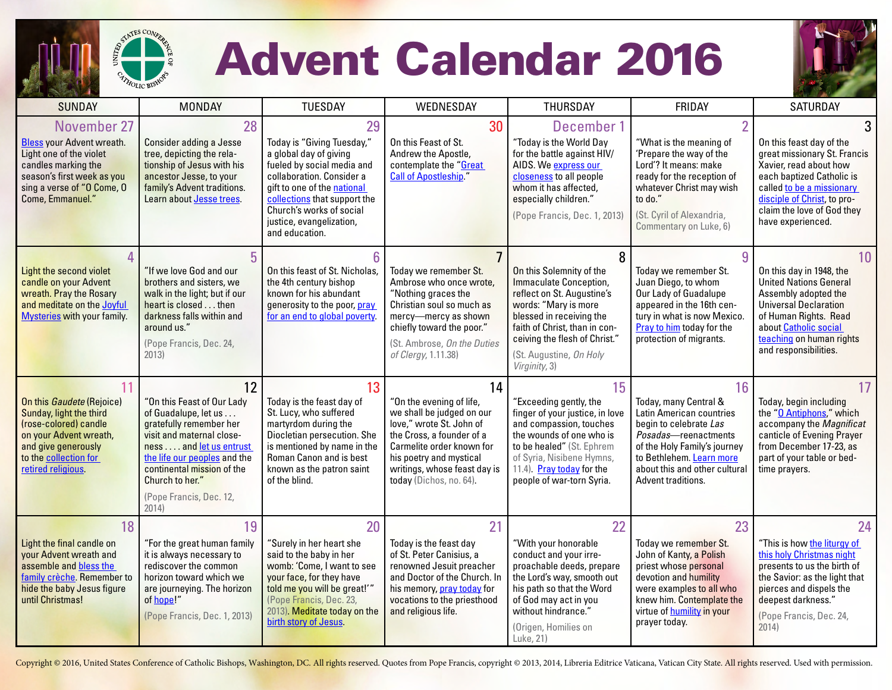# Advent Calendar 2016

| SUNDAY | MONDAY | TUESDAY | WEDNESDAY | THURSDAY | FRIDAY | SATURDAY |
|---|---|---|---|---|---|---|
| **November 27** Bless your Advent wreath. Light one of the violet candles marking the season's first week as you sing a verse of "O Come, O Come, Emmanuel." | **28** Consider adding a Jesse tree, depicting the relationship of Jesus with his ancestor Jesse, to your family's Advent traditions. Learn about Jesse trees. | **29** Today is "Giving Tuesday," a global day of giving fueled by social media and collaboration. Consider a gift to one of the national collections that support the Church's works of social justice, evangelization, and education. | **30** On this Feast of St. Andrew the Apostle, contemplate the "Great Call of Apostleship." | **December 1** "Today is the World Day for the battle against HIV/AIDS. We express our closeness to all people whom it has affected, especially children." (Pope Francis, Dec. 1, 2013) | **2** "What is the meaning of 'Prepare the way of the Lord'? It means: make ready for the reception of whatever Christ may wish to do." (St. Cyril of Alexandria, Commentary on Luke, 6) | **3** On this feast day of the great missionary St. Francis Xavier, read about how each baptized Catholic is called to be a missionary disciple of Christ, to proclaim the love of God they have experienced. |
| **4** Light the second violet candle on your Advent wreath. Pray the Rosary and meditate on the Joyful Mysteries with your family. | **5** "If we love God and our brothers and sisters, we walk in the light; but if our heart is closed . . . then darkness falls within and around us." (Pope Francis, Dec. 24, 2013) | **6** On this feast of St. Nicholas, the 4th century bishop known for his abundant generosity to the poor, pray for an end to global poverty. | **7** Today we remember St. Ambrose who once wrote, "Nothing graces the Christian soul so much as mercy—mercy as shown chiefly toward the poor." (St. Ambrose, *On the Duties of Clergy*, 1.11.38) | **8** On this Solemnity of the Immaculate Conception, reflect on St. Augustine's words: "Mary is more blessed in receiving the faith of Christ, than in conceiving the flesh of Christ." (St. Augustine, *On Holy Virginity*, 3) | **9** Today we remember St. Juan Diego, to whom Our Lady of Guadalupe appeared in the 16th century in what is now Mexico. Pray to him today for the protection of migrants. | **10** On this day in 1948, the United Nations General Assembly adopted the Universal Declaration of Human Rights. Read about Catholic social teaching on human rights and responsibilities. |
| **11** On this *Gaudete* (Rejoice) Sunday, light the third (rose-colored) candle on your Advent wreath, and give generously to the collection for retired religious. | **12** "On this Feast of Our Lady of Guadalupe, let us . . . gratefully remember her visit and maternal closeness . . . . and let us entrust the life our peoples and the continental mission of the Church to her." (Pope Francis, Dec. 12, 2014) | **13** Today is the feast day of St. Lucy, who suffered martyrdom during the Diocletian persecution. She is mentioned by name in the Roman Canon and is best known as the patron saint of the blind. | **14** "On the evening of life, we shall be judged on our love," wrote St. John of the Cross, a founder of a Carmelite order known for his poetry and mystical writings, whose feast day is today (Dichos, no. 64). | **15** "Exceeding gently, the finger of your justice, in love and compassion, touches the wounds of one who is to be healed" (St. Ephrem of Syria, Nisibene Hymns, 11.4). Pray today for the people of war-torn Syria. | **16** Today, many Central & Latin American countries begin to celebrate *Las Posadas*—reenactments of the Holy Family's journey to Bethlehem. Learn more about this and other cultural Advent traditions. | **17** Today, begin including the "O Antiphons," which accompany the *Magnificat* canticle of Evening Prayer from December 17-23, as part of your table or bedtime prayers. |
| **18** Light the final candle on your Advent wreath and assemble and bless the family crèche. Remember to hide the baby Jesus figure until Christmas! | **19** "For the great human family it is always necessary to rediscover the common horizon toward which we are journeying. The horizon of hope!" (Pope Francis, Dec. 1, 2013) | **20** "Surely in her heart she said to the baby in her womb: 'Come, I want to see your face, for they have told me you will be great!'" (Pope Francis, Dec. 23, 2013). Meditate today on the birth story of Jesus. | **21** Today is the feast day of St. Peter Canisius, a renowned Jesuit preacher and Doctor of the Church. In his memory, pray today for vocations to the priesthood and religious life. | **22** "With your honorable conduct and your irreproachable deeds, prepare the Lord's way, smooth out his path so that the Word of God may act in you without hindrance." (Origen, Homilies on Luke, 21) | **23** Today we remember St. John of Kanty, a Polish priest whose personal devotion and humility were examples to all who knew him. Contemplate the virtue of humility in your prayer today. | **24** "This is how the liturgy of this holy Christmas night presents to us the birth of the Savior: as the light that pierces and dispels the deepest darkness." (Pope Francis, Dec. 24, 2014) |

Copyright © 2016, United States Conference of Catholic Bishops, Washington, DC. All rights reserved. Quotes from Pope Francis, copyright © 2013, 2014, Libreria Editrice Vaticana, Vatican City State. All rights reserved. Used with permission.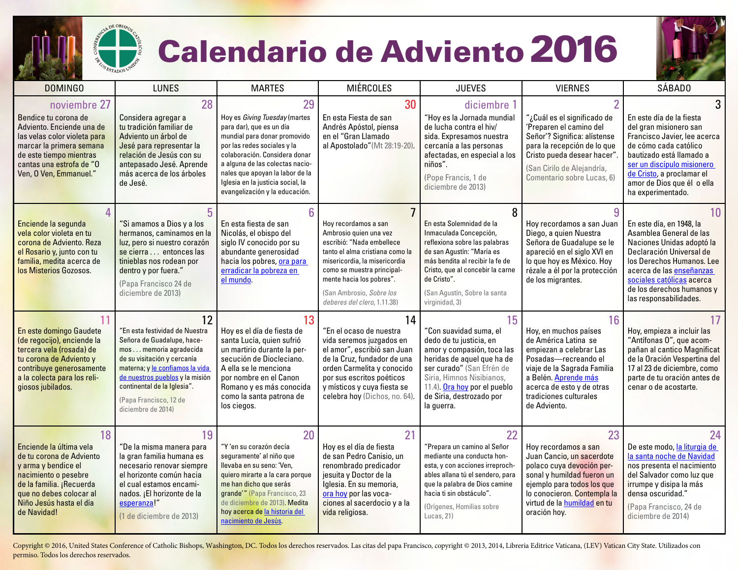# Calendario de Adviento 2016

| DOMINGO | LUNES | MARTES | MIÉRCOLES | JUEVES | VIERNES | SÁBADO |
|---|---|---|---|---|---|---|
| **noviembre 27** Bendice tu corona de Adviento. Enciende una de las velas color violeta para marcar la primera semana de este tiempo mientras cantas una estrofa de "O Ven, O Ven, Emmanuel." | **28** Considera agregar a tu tradición familiar de Adviento un árbol de Jesé para representar la relación de Jesús con su antepasado Jesé. Aprende más acerca de los árboles de Jesé. | **29** Hoy es *Giving Tuesday* (martes para dar), que es un día mundial para donar promovido por las redes sociales y la colaboración. Considera donar a alguna de las colectas nacionales que apoyan la labor de la Iglesia en la justicia social, la evangelización y la educación. | **30** En esta Fiesta de san Andrés Apóstol, piensa en el "Gran Llamado al Apostolado"(Mt 28:19-20). | **diciembre 1** "Hoy es la Jornada mundial de lucha contra el hiv/sida. Expresamos nuestra cercanía a las personas afectadas, en especial a los niños". (Pope Francis, 1 de diciembre de 2013) | **2** "¿Cuál es el significado de 'Preparen el camino del Señor'? Significa: alístense para la recepción de lo que Cristo pueda desear hacer". (San Cirilo de Alejandría, Comentario sobre Lucas, 6) | **3** En este día de la fiesta del gran misionero san Francisco Javier, lee acerca de cómo cada católico bautizado está llamado a ser un discípulo misionero de Cristo, a proclamar el amor de Dios que él o ella ha experimentado. |
| **4** Enciende la segunda vela color violeta en tu corona de Adviento. Reza el Rosario y, junto con tu familia, medita acerca de los Misterios Gozosos. | **5** "Si amamos a Dios y a los hermanos, caminamos en la luz, pero si nuestro corazón se cierra . . . entonces las tinieblas nos rodean por dentro y por fuera." (Papa Francisco 24 de diciembre de 2013) | **6** En esta fiesta de san Nicolás, el obispo del siglo IV conocido por su abundante generosidad hacia los pobres, ora para erradicar la pobreza en el mundo. | **7** Hoy recordamos a san Ambrosio quien una vez escribió: "Nada embellece tanto el alma cristiana como la misericordia, la misericordia como se muestra principalmente hacia los pobres". (San Ambrosio, *Sobre los deberes del clero*, 1.11.38) | **8** En esta Solemnidad de la Inmaculada Concepción, reflexiona sobre las palabras de san Agustín: "María es más bendita al recibir la fe de Cristo, que al concebir la carne de Cristo". (San Agustín, Sobre la santa virginidad, 3) | **9** Hoy recordamos a san Juan Diego, a quien Nuestra Señora de Guadalupe se le apareció en el siglo XVI en lo que hoy es México. Hoy rézale a él por la protección de los migrantes. | **10** En este día, en 1948, la Asamblea General de las Naciones Unidas adoptó la Declaración Universal de los Derechos Humanos. Lee acerca de las enseñanzas sociales católicas acerca de los derechos humanos y las responsabilidades. |
| **11** En este domingo Gaudete (de regocijo), enciende la tercera vela (rosada) de tu corona de Adviento y contribuye generosamente a la colecta para los religiosos jubilados. | **12** "En esta festividad de Nuestra Señora de Guadalupe, hacemos . . . memoria agradecida de su visitación y cercanía materna; y le confiamos la vida de nuestros pueblos y la misión continental de la Iglesia". (Papa Francisco, 12 de diciembre de 2014) | **13** Hoy es el día de fiesta de santa Lucía, quien sufrió un martirio durante la persecución de Diocleciano. A ella se le menciona por nombre en el Canon Romano y es más conocida como la santa patrona de los ciegos. | **14** "En el ocaso de nuestra vida seremos juzgados en el amor", escribió san Juan de la Cruz, fundador de una orden Carmelita y conocido por sus escritos poéticos y místicos y cuya fiesta se celebra hoy (Dichos, no. 64). | **15** "Con suavidad suma, el dedo de tu justicia, en amor y compasión, toca las heridas de aquel que ha de ser curado" (San Efrén de Siria, Himnos Nisibianos, 11.4). Ora hoy por el pueblo de Siria, destrozado por la guerra. | **16** Hoy, en muchos países de América Latina se empiezan a celebrar Las Posadas—recreando el viaje de la Sagrada Familia a Belén. Aprende más acerca de esto y de otras tradiciones culturales de Adviento. | **17** Hoy, empieza a incluir las "Antífonas O", que acompañan al cantico Magnificat de la Oración Vespertina del 17 al 23 de diciembre, como parte de tu oración antes de cenar o de acostarte. |
| **18** Enciende la última vela de tu corona de Adviento y arma y bendice el nacimiento o pesebre de la familia. ¡Recuerda que no debes colocar al Niño Jesús hasta el día de Navidad! | **19** "De la misma manera para la gran familia humana es necesario renovar siempre el horizonte común hacia el cual estamos encaminados. ¡El horizonte de la esperanza!" (1 de diciembre de 2013) | **20** "Y 'en su corazón decía seguramente' al niño que llevaba en su seno: 'Ven, quiero mirarte a la cara porque me han dicho que serás grande'" (Papa Francisco, 23 de diciembre de 2013). Medita hoy acerca de la historia del nacimiento de Jesús. | **21** Hoy es el día de fiesta de san Pedro Canisio, un renombrado predicador jesuita y Doctor de la Iglesia. En su memoria, ora hoy por las vocaciones al sacerdocio y a la vida religiosa. | **22** "Prepara un camino al Señor mediante una conducta honesta, y con acciones irreprochables allana tú el sendero, para que la palabra de Dios camine hacia ti sin obstáculo". (Orígenes, Homilías sobre Lucas, 21) | **23** Hoy recordamos a san Juan Cancio, un sacerdote polaco cuya devoción personal y humildad fueron un ejemplo para todos los que lo conocieron. Contempla la virtud de la humildad en tu oración hoy. | **24** De este modo, la liturgia de la santa noche de Navidad nos presenta el nacimiento del Salvador como luz que irrumpe y disipa la más densa oscuridad." (Papa Francisco, 24 de diciembre de 2014) |

Copyright © 2016, United States Conference of Catholic Bishops, Washington, DC. Todos los derechos reservados. Las citas del papa Francisco, copyright © 2013, 2014, Libreria Editrice Vaticana, (LEV) Vatican City State. Utilizados con permiso. Todos los derechos reservados.